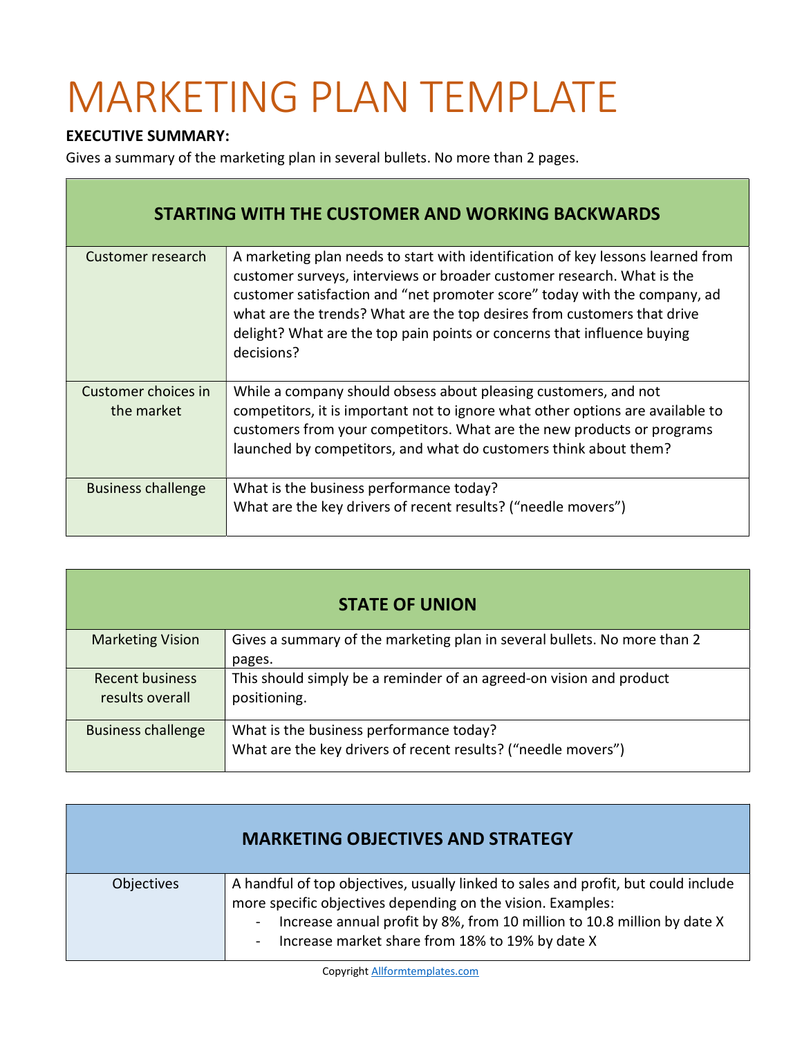# MARKETING PLAN TEMPLATE

**EXECUTIVE SUMMARY:**

Gives a summary of the marketing plan in several bullets. No more than 2 pages.

| STARTING WITH THE CUSTOMER AND WORKING BACKWARDS | |
|---|---|
| Customer research | A marketing plan needs to start with identification of key lessons learned from customer surveys, interviews or broader customer research. What is the customer satisfaction and "net promoter score" today with the company, ad what are the trends? What are the top desires from customers that drive delight? What are the top pain points or concerns that influence buying decisions? |
| Customer choices in the market | While a company should obsess about pleasing customers, and not competitors, it is important not to ignore what other options are available to customers from your competitors. What are the new products or programs launched by competitors, and what do customers think about them? |
| Business challenge | What is the business performance today?<br>What are the key drivers of recent results? ("needle movers") |

| STATE OF UNION | |
|---|---|
| Marketing Vision | Gives a summary of the marketing plan in several bullets. No more than 2 pages. |
| Recent business results overall | This should simply be a reminder of an agreed-on vision and product positioning. |
| Business challenge | What is the business performance today?<br>What are the key drivers of recent results? ("needle movers") |

| MARKETING OBJECTIVES AND STRATEGY | |
|---|---|
| Objectives | A handful of top objectives, usually linked to sales and profit, but could include more specific objectives depending on the vision. Examples:<br>- Increase annual profit by 8%, from 10 million to 10.8 million by date X<br>- Increase market share from 18% to 19% by date X |

Copyright Allformtemplates.com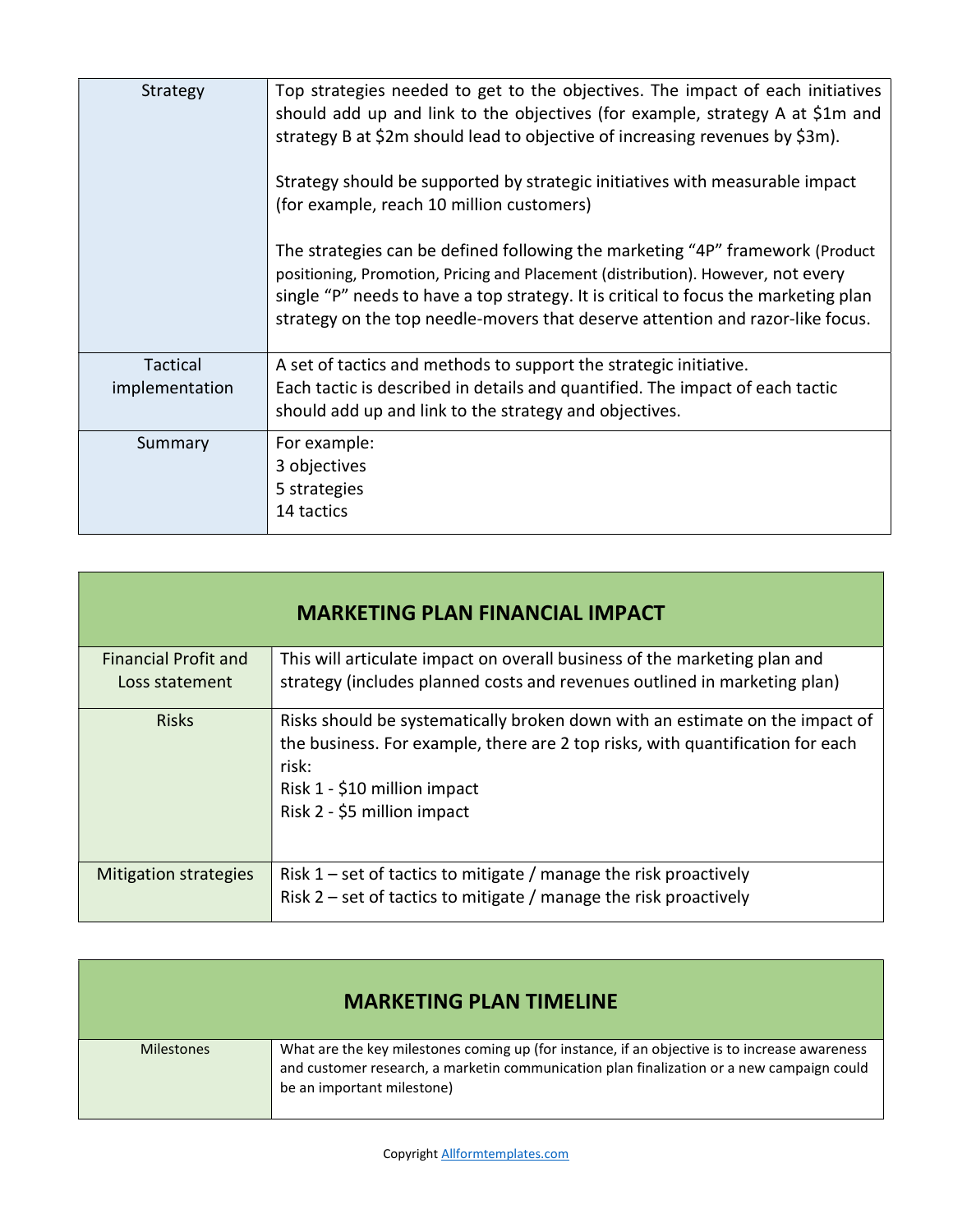| Strategy | Top strategies needed to get to the objectives. The impact of each initiatives should add up and link to the objectives (for example, strategy A at $1m and strategy B at $2m should lead to objective of increasing revenues by $3m).<br><br>Strategy should be supported by strategic initiatives with measurable impact (for example, reach 10 million customers)<br><br>The strategies can be defined following the marketing “4P” framework (Product positioning, Promotion, Pricing and Placement (distribution). However, not every single “P” needs to have a top strategy. It is critical to focus the marketing plan strategy on the top needle-movers that deserve attention and razor-like focus. |
|---|---|
| Tactical implementation | A set of tactics and methods to support the strategic initiative.<br>Each tactic is described in details and quantified. The impact of each tactic should add up and link to the strategy and objectives. |
| Summary | For example:<br>3 objectives<br>5 strategies<br>14 tactics |

| MARKETING PLAN FINANCIAL IMPACT | |
|---|---|
| Financial Profit and Loss statement | This will articulate impact on overall business of the marketing plan and strategy (includes planned costs and revenues outlined in marketing plan) |
| Risks | Risks should be systematically broken down with an estimate on the impact of the business. For example, there are 2 top risks, with quantification for each risk:<br>Risk 1 - $10 million impact<br>Risk 2 - $5 million impact |
| Mitigation strategies | Risk 1 – set of tactics to mitigate / manage the risk proactively<br>Risk 2 – set of tactics to mitigate / manage the risk proactively |

| MARKETING PLAN TIMELINE | |
|---|---|
| Milestones | What are the key milestones coming up (for instance, if an objective is to increase awareness and customer research, a marketin communication plan finalization or a new campaign could be an important milestone) |

Copyright Allformtemplates.com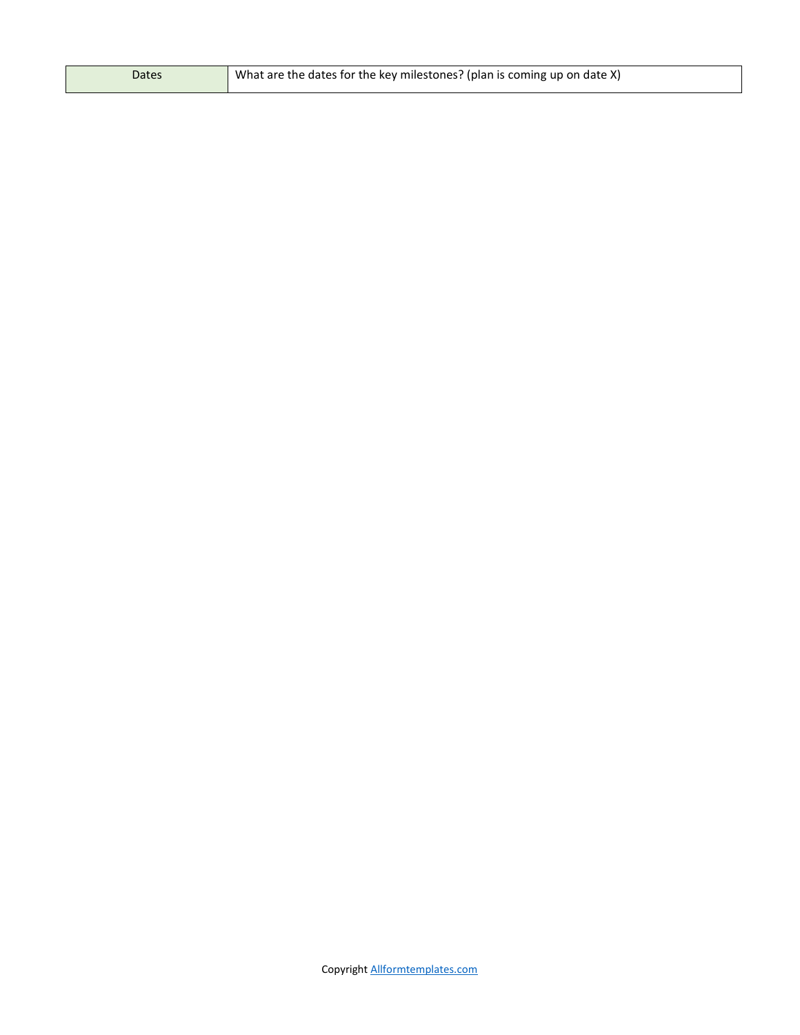| | |
|---|---|
| Dates | What are the dates for the key milestones? (plan is coming up on date X) |

Copyright [Allformtemplates.com](Allformtemplates.com)